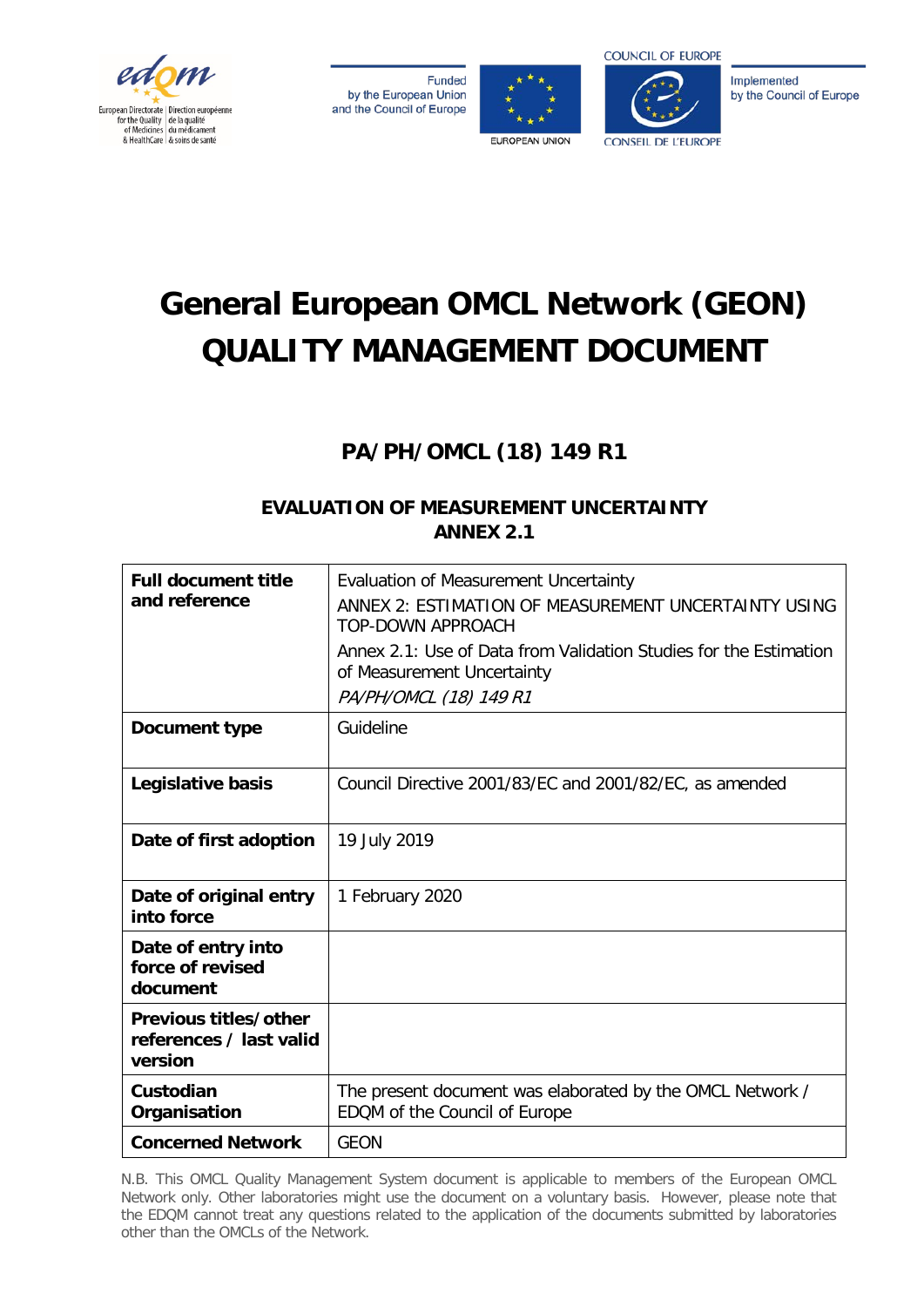# General European OMCL Network (GEON) QUALITY MANAGEMENT DOCUMENT

## PA/PH/OMCL (18) 149 R1

### EVALUATION OF MEASUREMENT UNCERTAINTY ANNEX 2.1

| | |
|---|---|
| **Full document title and reference** | Evaluation of Measurement Uncertainty<br>ANNEX 2: ESTIMATION OF MEASUREMENT UNCERTAINTY USING TOP-DOWN APPROACH<br>Annex 2.1: Use of Data from Validation Studies for the Estimation of Measurement Uncertainty<br>*PA/PH/OMCL (18) 149 R1* |
| **Document type** | Guideline |
| **Legislative basis** | Council Directive 2001/83/EC and 2001/82/EC, as amended |
| **Date of first adoption** | 19 July 2019 |
| **Date of original entry into force** | 1 February 2020 |
| **Date of entry into force of revised document** | |
| **Previous titles/other references / last valid version** | |
| **Custodian Organisation** | The present document was elaborated by the OMCL Network / EDQM of the Council of Europe |
| **Concerned Network** | GEON |

N.B. This OMCL Quality Management System document is applicable to members of the European OMCL Network only. Other laboratories might use the document on a voluntary basis. However, please note that the EDQM cannot treat any questions related to the application of the documents submitted by laboratories other than the OMCLs of the Network.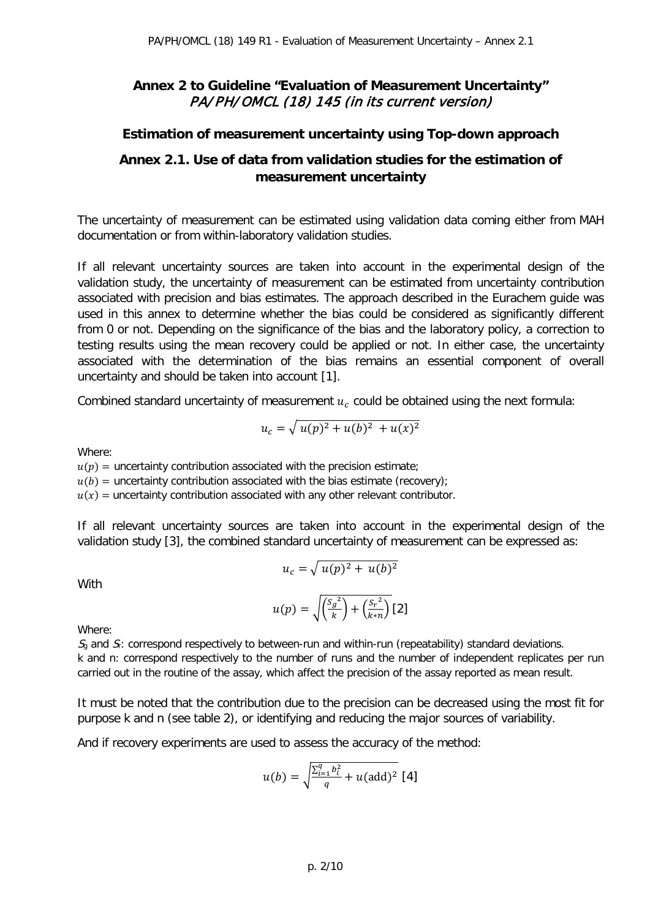## Annex 2 to Guideline "Evaluation of Measurement Uncertainty"

*PA/PH/OMCL (18) 145 (in its current version)*

### Estimation of measurement uncertainty using Top-down approach

### Annex 2.1. Use of data from validation studies for the estimation of measurement uncertainty

The uncertainty of measurement can be estimated using validation data coming either from MAH documentation or from within-laboratory validation studies.

If all relevant uncertainty sources are taken into account in the experimental design of the validation study, the uncertainty of measurement can be estimated from uncertainty contribution associated with precision and bias estimates. The approach described in the Eurachem guide was used in this annex to determine whether the bias could be considered as significantly different from 0 or not. Depending on the significance of the bias and the laboratory policy, a correction to testing results using the mean recovery could be applied or not. In either case, the uncertainty associated with the determination of the bias remains an essential component of overall uncertainty and should be taken into account [1].

Combined standard uncertainty of measurement $u_c$ could be obtained using the next formula:

$$u_c = \sqrt{u(p)^2 + u(b)^2 + u(x)^2}$$

Where:

$u(p)$ = uncertainty contribution associated with the precision estimate;
$u(b)$ = uncertainty contribution associated with the bias estimate (recovery);
$u(x)$ = uncertainty contribution associated with any other relevant contributor.

If all relevant uncertainty sources are taken into account in the experimental design of the validation study [3], the combined standard uncertainty of measurement can be expressed as:

$$u_c = \sqrt{u(p)^2 + u(b)^2}$$

With

$$u(p) = \sqrt{\left(\frac{S_g^{\,2}}{k}\right) + \left(\frac{S_r^{\,2}}{k*n}\right)} \text{ [2]}$$

Where:

$S_g$ and $S_r$: correspond respectively to between-run and within-run (repeatability) standard deviations.
k and n: correspond respectively to the number of runs and the number of independent replicates per run carried out in the routine of the assay, which affect the precision of the assay reported as mean result.

It must be noted that the contribution due to the precision can be decreased using the most fit for purpose k and n (see table 2), or identifying and reducing the major sources of variability.

And if recovery experiments are used to assess the accuracy of the method:

$$u(b) = \sqrt{\frac{\sum_{i=1}^{q} b_i^2}{q} + u(\text{add})^2} \text{ [4]}$$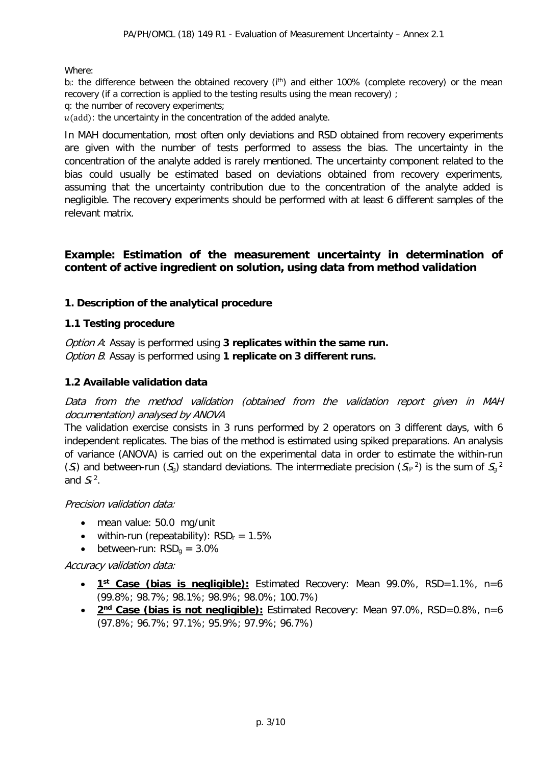Where:

$b_i$: the difference between the obtained recovery ($i^{th}$) and either 100% (complete recovery) or the mean recovery (if a correction is applied to the testing results using the mean recovery) ;

q: the number of recovery experiments;

$u(\text{add})$: the uncertainty in the concentration of the added analyte.

In MAH documentation, most often only deviations and RSD obtained from recovery experiments are given with the number of tests performed to assess the bias. The uncertainty in the concentration of the analyte added is rarely mentioned. The uncertainty component related to the bias could usually be estimated based on deviations obtained from recovery experiments, assuming that the uncertainty contribution due to the concentration of the analyte added is negligible. The recovery experiments should be performed with at least 6 different samples of the relevant matrix.

## Example: Estimation of the measurement uncertainty in determination of content of active ingredient on solution, using data from method validation

### 1. Description of the analytical procedure

### 1.1 Testing procedure

*Option A*: Assay is performed using **3 replicates within the same run.**
*Option B*: Assay is performed using **1 replicate on 3 different runs.**

### 1.2 Available validation data

*Data from the method validation (obtained from the validation report given in MAH documentation) analysed by ANOVA*

The validation exercise consists in 3 runs performed by 2 operators on 3 different days, with 6 independent replicates. The bias of the method is estimated using spiked preparations. An analysis of variance (ANOVA) is carried out on the experimental data in order to estimate the within-run ($S_r$) and between-run ($S_g$) standard deviations. The intermediate precision ($S_{IP}^2$) is the sum of $S_g^2$ and $S_r^2$.

*Precision validation data:*

- mean value: 50.0 mg/unit
- within-run (repeatability): $RSD_r$ = 1.5%
- between-run: $RSD_g$ = 3.0%

*Accuracy validation data:*

- **1st Case (bias is negligible):** Estimated Recovery: Mean 99.0%, RSD=1.1%, n=6 (99.8%; 98.7%; 98.1%; 98.9%; 98.0%; 100.7%)
- **2nd Case (bias is not negligible):** Estimated Recovery: Mean 97.0%, RSD=0.8%, n=6 (97.8%; 96.7%; 97.1%; 95.9%; 97.9%; 96.7%)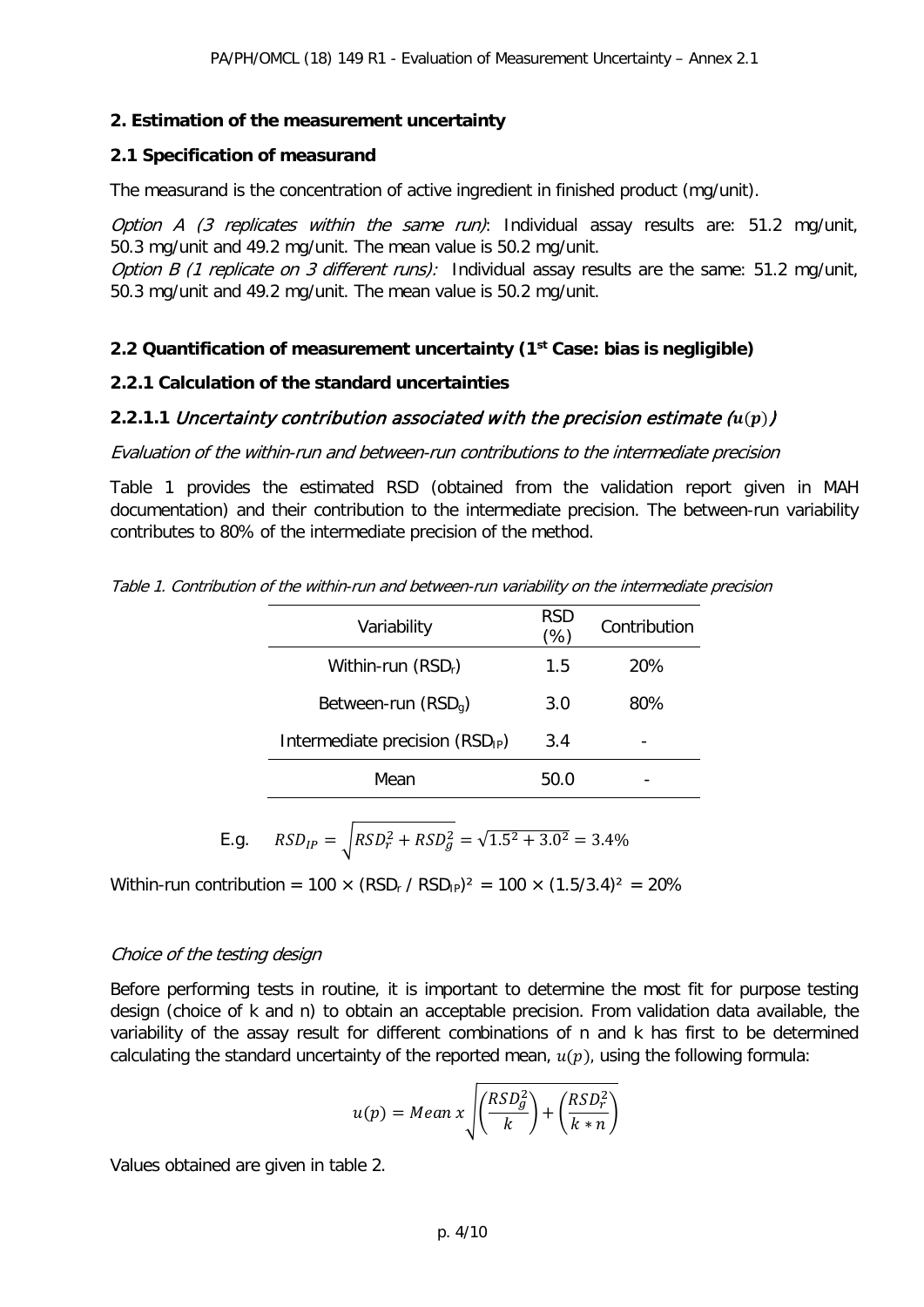## 2. Estimation of the measurement uncertainty

### 2.1 Specification of measurand

The measurand is the concentration of active ingredient in finished product (mg/unit).

*Option A (3 replicates within the same run)*: Individual assay results are: 51.2 mg/unit, 50.3 mg/unit and 49.2 mg/unit. The mean value is 50.2 mg/unit.
*Option B (1 replicate on 3 different runs):* Individual assay results are the same: 51.2 mg/unit, 50.3 mg/unit and 49.2 mg/unit. The mean value is 50.2 mg/unit.

### 2.2 Quantification of measurement uncertainty (1st Case: bias is negligible)

#### 2.2.1 Calculation of the standard uncertainties

#### 2.2.1.1 *Uncertainty contribution associated with the precision estimate ($u(p)$)*

*Evaluation of the within-run and between-run contributions to the intermediate precision*

Table 1 provides the estimated RSD (obtained from the validation report given in MAH documentation) and their contribution to the intermediate precision. The between-run variability contributes to 80% of the intermediate precision of the method.

*Table 1. Contribution of the within-run and between-run variability on the intermediate precision*

| Variability | RSD (%) | Contribution |
|---|---|---|
| Within-run ($RSD_r$) | 1.5 | 20% |
| Between-run ($RSD_g$) | 3.0 | 80% |
| Intermediate precision ($RSD_{IP}$) | 3.4 | - |
| Mean | 50.0 | - |

E.g. $RSD_{IP} = \sqrt{RSD_r^2 + RSD_g^2} = \sqrt{1.5^2 + 3.0^2} = 3.4\%$

Within-run contribution = $100 \times (RSD_r / RSD_{IP})^2 = 100 \times (1.5/3.4)^2 = 20\%$

*Choice of the testing design*

Before performing tests in routine, it is important to determine the most fit for purpose testing design (choice of k and n) to obtain an acceptable precision. From validation data available, the variability of the assay result for different combinations of n and k has first to be determined calculating the standard uncertainty of the reported mean, $u(p)$, using the following formula:

$$u(p) = Mean\ x \sqrt{\left(\frac{RSD_g^2}{k}\right) + \left(\frac{RSD_r^2}{k * n}\right)}$$

Values obtained are given in table 2.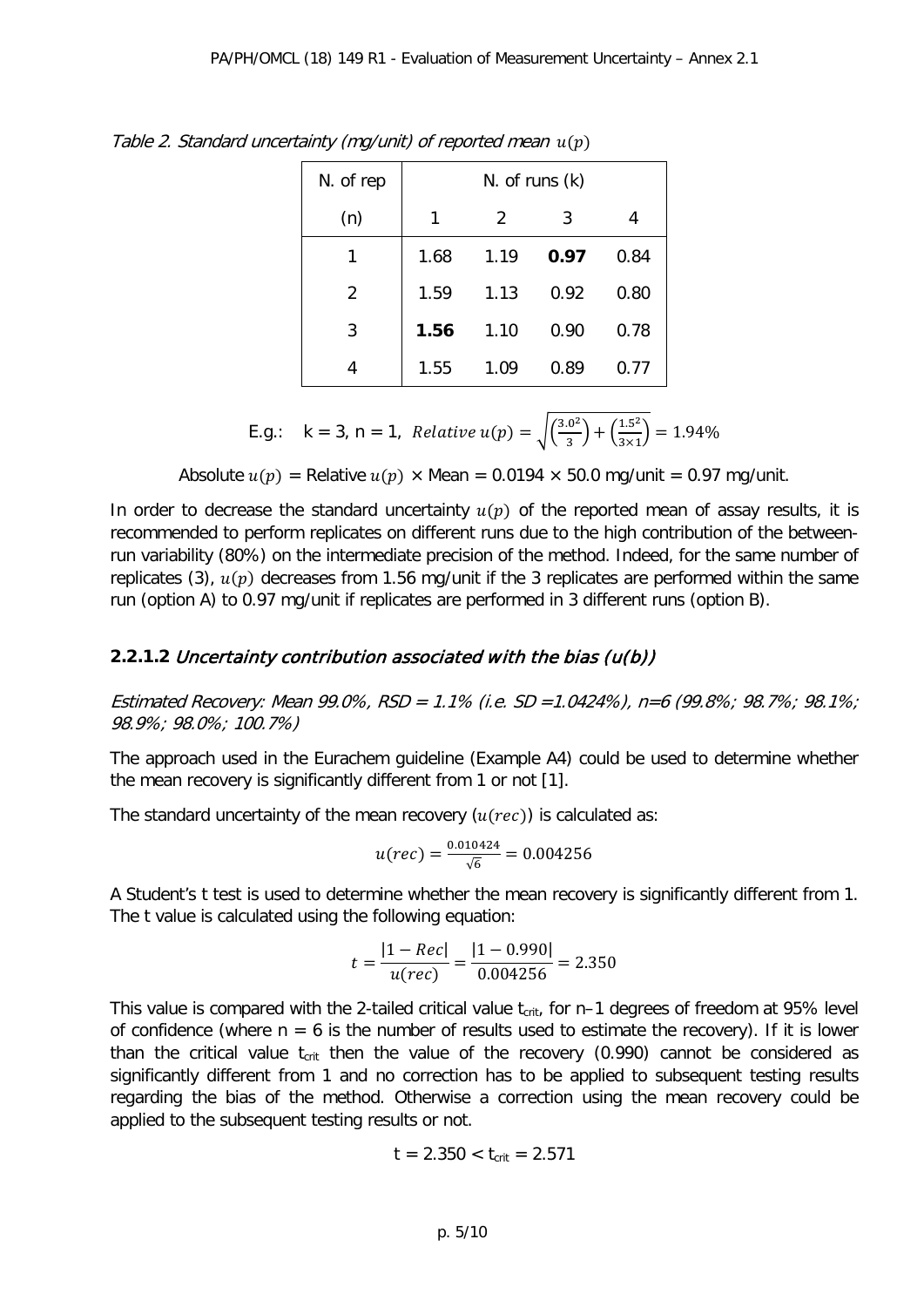*Table 2. Standard uncertainty (mg/unit) of reported mean $u(p)$*

| N. of rep (n) | N. of runs (k) 1 | 2 | 3 | 4 |
|---|---|---|---|---|
| 1 | 1.68 | 1.19 | **0.97** | 0.84 |
| 2 | 1.59 | 1.13 | 0.92 | 0.80 |
| 3 | **1.56** | 1.10 | 0.90 | 0.78 |
| 4 | 1.55 | 1.09 | 0.89 | 0.77 |

E.g.: k = 3, n = 1, $Relative\ u(p) = \sqrt{\left(\frac{3.0^2}{3}\right) + \left(\frac{1.5^2}{3\times 1}\right)} = 1.94\%$

Absolute $u(p)$ = Relative $u(p)$ × Mean = 0.0194 × 50.0 mg/unit = 0.97 mg/unit.

In order to decrease the standard uncertainty $u(p)$ of the reported mean of assay results, it is recommended to perform replicates on different runs due to the high contribution of the between-run variability (80%) on the intermediate precision of the method. Indeed, for the same number of replicates (3), $u(p)$ decreases from 1.56 mg/unit if the 3 replicates are performed within the same run (option A) to 0.97 mg/unit if replicates are performed in 3 different runs (option B).

### 2.2.1.2 *Uncertainty contribution associated with the bias (u(b))*

*Estimated Recovery: Mean 99.0%, RSD = 1.1% (i.e. SD =1.0424%), n=6 (99.8%; 98.7%; 98.1%; 98.9%; 98.0%; 100.7%)*

The approach used in the Eurachem guideline (Example A4) could be used to determine whether the mean recovery is significantly different from 1 or not [1].

The standard uncertainty of the mean recovery ($u(rec)$) is calculated as:

$$u(rec) = \frac{0.010424}{\sqrt{6}} = 0.004256$$

A Student's t test is used to determine whether the mean recovery is significantly different from 1. The t value is calculated using the following equation:

$$t = \frac{|1 - Rec|}{u(rec)} = \frac{|1 - 0.990|}{0.004256} = 2.350$$

This value is compared with the 2-tailed critical value $t_{crit}$, for n–1 degrees of freedom at 95% level of confidence (where n = 6 is the number of results used to estimate the recovery). If it is lower than the critical value $t_{crit}$ then the value of the recovery (0.990) cannot be considered as significantly different from 1 and no correction has to be applied to subsequent testing results regarding the bias of the method. Otherwise a correction using the mean recovery could be applied to the subsequent testing results or not.

$$t = 2.350 < t_{crit} = 2.571$$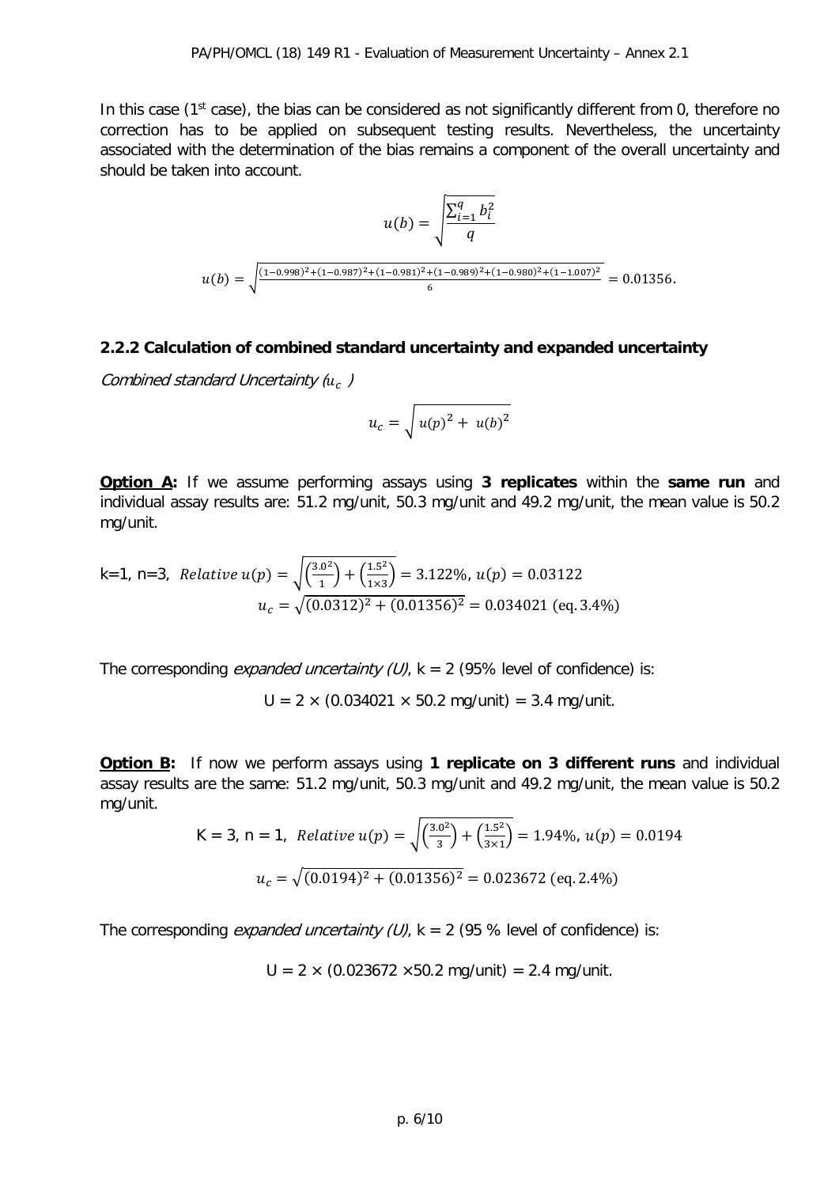In this case (1st case), the bias can be considered as not significantly different from 0, therefore no correction has to be applied on subsequent testing results. Nevertheless, the uncertainty associated with the determination of the bias remains a component of the overall uncertainty and should be taken into account.

$$u(b) = \sqrt{\frac{\sum_{i=1}^{q} b_i^2}{q}}$$

$$u(b) = \sqrt{\frac{(1-0.998)^2+(1-0.987)^2+(1-0.981)^2+(1-0.989)^2+(1-0.980)^2+(1-1.007)^2}{6}} = 0.01356.$$

### 2.2.2 Calculation of combined standard uncertainty and expanded uncertainty

*Combined standard Uncertainty ($u_c$ )*

$$u_c = \sqrt{u(p)^2 + u(b)^2}$$

**Option A:** If we assume performing assays using **3 replicates** within the **same run** and individual assay results are: 51.2 mg/unit, 50.3 mg/unit and 49.2 mg/unit, the mean value is 50.2 mg/unit.

k=1, n=3, $Relative\ u(p) = \sqrt{\left(\frac{3.0^2}{1}\right) + \left(\frac{1.5^2}{1 \times 3}\right)} = 3.122\%,\ u(p) = 0.03122$

$$u_c = \sqrt{(0.0312)^2 + (0.01356)^2} = 0.034021\ (\text{eq. } 3.4\%)$$

The corresponding *expanded uncertainty (U)*, k = 2 (95% level of confidence) is:

U = 2 × (0.034021 × 50.2 mg/unit) = 3.4 mg/unit.

**Option B:** If now we perform assays using **1 replicate on 3 different runs** and individual assay results are the same: 51.2 mg/unit, 50.3 mg/unit and 49.2 mg/unit, the mean value is 50.2 mg/unit.

K = 3, n = 1, $Relative\ u(p) = \sqrt{\left(\frac{3.0^2}{3}\right) + \left(\frac{1.5^2}{3 \times 1}\right)} = 1.94\%,\ u(p) = 0.0194$

$$u_c = \sqrt{(0.0194)^2 + (0.01356)^2} = 0.023672\ (\text{eq. } 2.4\%)$$

The corresponding *expanded uncertainty (U)*, k = 2 (95 % level of confidence) is:

U = 2 × (0.023672 ×50.2 mg/unit) = 2.4 mg/unit.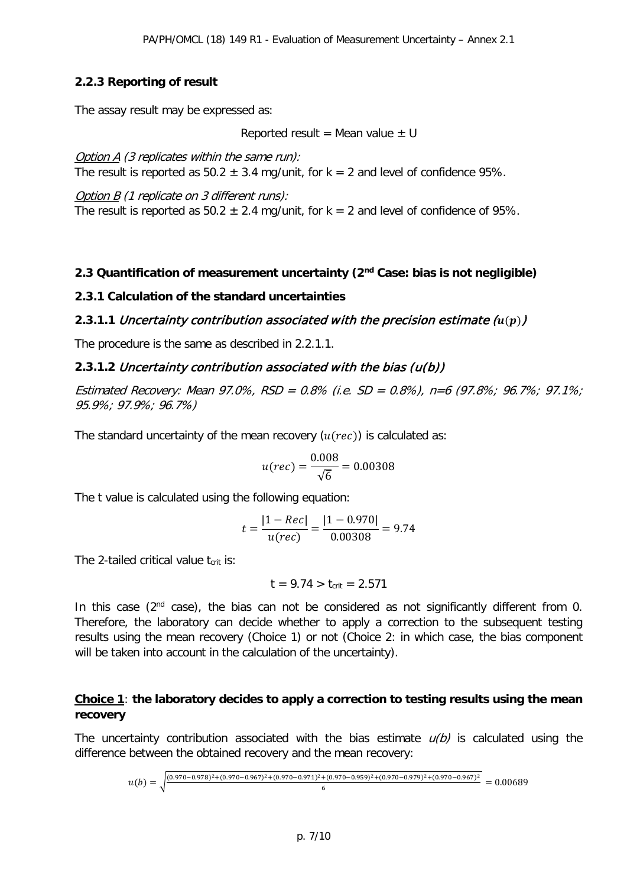### 2.2.3 Reporting of result

The assay result may be expressed as:

Reported result = Mean value ± U

*Option A (3 replicates within the same run):*
The result is reported as 50.2 ± 3.4 mg/unit, for k = 2 and level of confidence 95%.

*Option B (1 replicate on 3 different runs):*
The result is reported as 50.2 ± 2.4 mg/unit, for k = 2 and level of confidence of 95%.

## 2.3 Quantification of measurement uncertainty (2[nd] Case: bias is not negligible)

### 2.3.1 Calculation of the standard uncertainties

#### 2.3.1.1 *Uncertainty contribution associated with the precision estimate ($u(p)$)*

The procedure is the same as described in 2.2.1.1.

#### 2.3.1.2 *Uncertainty contribution associated with the bias (u(b))*

*Estimated Recovery: Mean 97.0%, RSD = 0.8% (i.e. SD = 0.8%), n=6 (97.8%; 96.7%; 97.1%; 95.9%; 97.9%; 96.7%)*

The standard uncertainty of the mean recovery ($u(rec)$) is calculated as:

$$u(rec) = \frac{0.008}{\sqrt{6}} = 0.00308$$

The t value is calculated using the following equation:

$$t = \frac{|1 - Rec|}{u(rec)} = \frac{|1 - 0.970|}{0.00308} = 9.74$$

The 2-tailed critical value $t_{crit}$ is:

$$t = 9.74 > t_{crit} = 2.571$$

In this case (2[nd] case), the bias can not be considered as not significantly different from 0. Therefore, the laboratory can decide whether to apply a correction to the subsequent testing results using the mean recovery (Choice 1) or not (Choice 2: in which case, the bias component will be taken into account in the calculation of the uncertainty).

**<u>Choice 1</u>: the laboratory decides to apply a correction to testing results using the mean recovery**

The uncertainty contribution associated with the bias estimate *u(b)* is calculated using the difference between the obtained recovery and the mean recovery:

$$u(b) = \sqrt{\frac{(0.970-0.978)^2+(0.970-0.967)^2+(0.970-0.971)^2+(0.970-0.959)^2+(0.970-0.979)^2+(0.970-0.967)^2}{6}} = 0.00689$$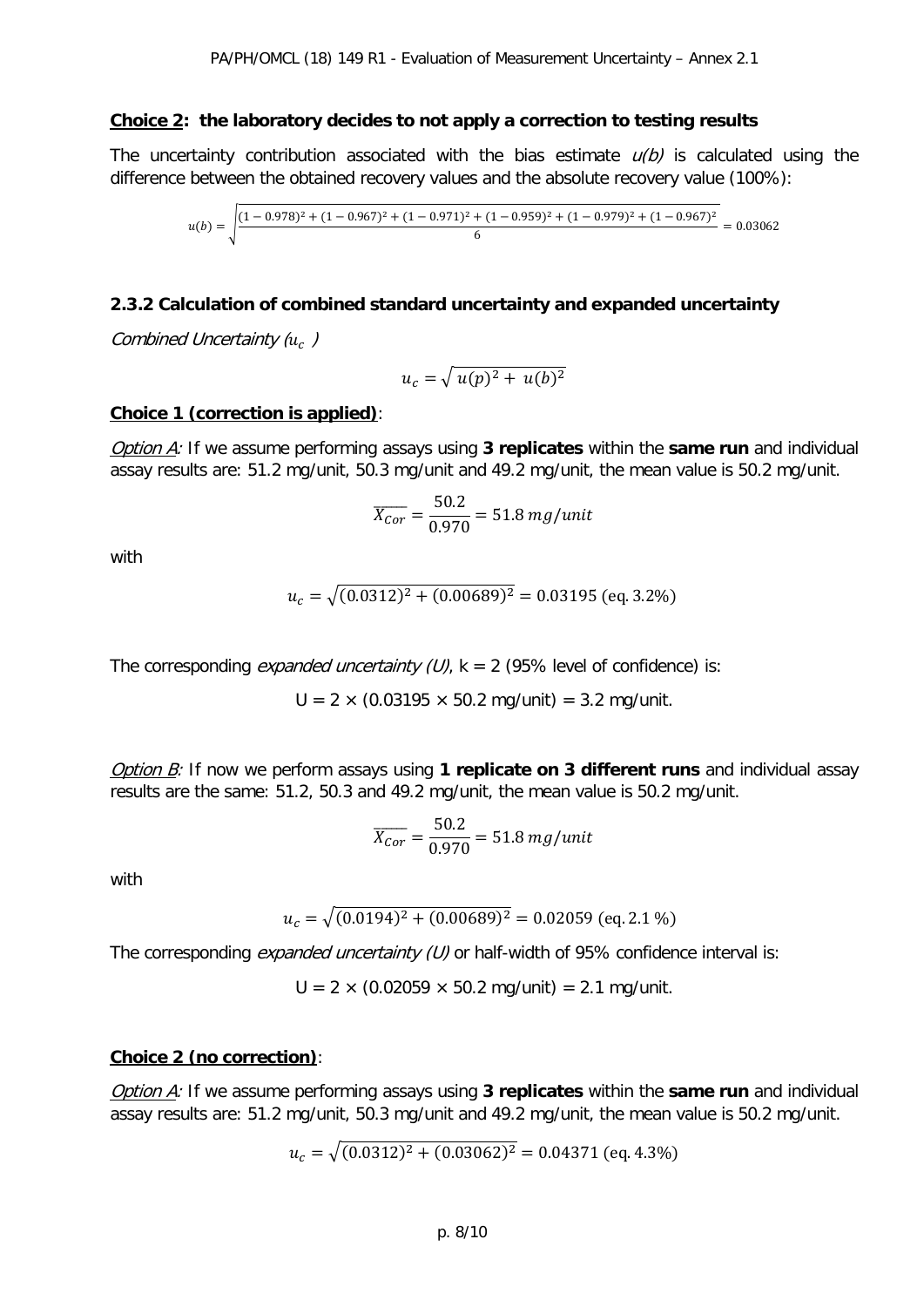**Choice 2: the laboratory decides to not apply a correction to testing results**

The uncertainty contribution associated with the bias estimate *u(b)* is calculated using the difference between the obtained recovery values and the absolute recovery value (100%):

$$u(b) = \sqrt{\frac{(1-0.978)^2 + (1-0.967)^2 + (1-0.971)^2 + (1-0.959)^2 + (1-0.979)^2 + (1-0.967)^2}{6}} = 0.03062$$

### 2.3.2 Calculation of combined standard uncertainty and expanded uncertainty

*Combined Uncertainty ($u_c$ )*

$$u_c = \sqrt{u(p)^2 + u(b)^2}$$

**Choice 1 (correction is applied)**:

*Option A:* If we assume performing assays using **3 replicates** within the **same run** and individual assay results are: 51.2 mg/unit, 50.3 mg/unit and 49.2 mg/unit, the mean value is 50.2 mg/unit.

$$\overline{X_{Cor}} = \frac{50.2}{0.970} = 51.8\ mg/unit$$

with

$$u_c = \sqrt{(0.0312)^2 + (0.00689)^2} = 0.03195\ (\text{eq. } 3.2\%)$$

The corresponding *expanded uncertainty (U)*, k = 2 (95% level of confidence) is:

U = 2 × (0.03195 × 50.2 mg/unit) = 3.2 mg/unit.

*Option B:* If now we perform assays using **1 replicate on 3 different runs** and individual assay results are the same: 51.2, 50.3 and 49.2 mg/unit, the mean value is 50.2 mg/unit.

$$\overline{X_{Cor}} = \frac{50.2}{0.970} = 51.8\ mg/unit$$

with

$$u_c = \sqrt{(0.0194)^2 + (0.00689)^2} = 0.02059\ (\text{eq. } 2.1\ \%)$$

The corresponding *expanded uncertainty (U)* or half-width of 95% confidence interval is:

U = 2 × (0.02059 × 50.2 mg/unit) = 2.1 mg/unit.

**Choice 2 (no correction)**:

*Option A:* If we assume performing assays using **3 replicates** within the **same run** and individual assay results are: 51.2 mg/unit, 50.3 mg/unit and 49.2 mg/unit, the mean value is 50.2 mg/unit.

$$u_c = \sqrt{(0.0312)^2 + (0.03062)^2} = 0.04371\ (\text{eq. } 4.3\%)$$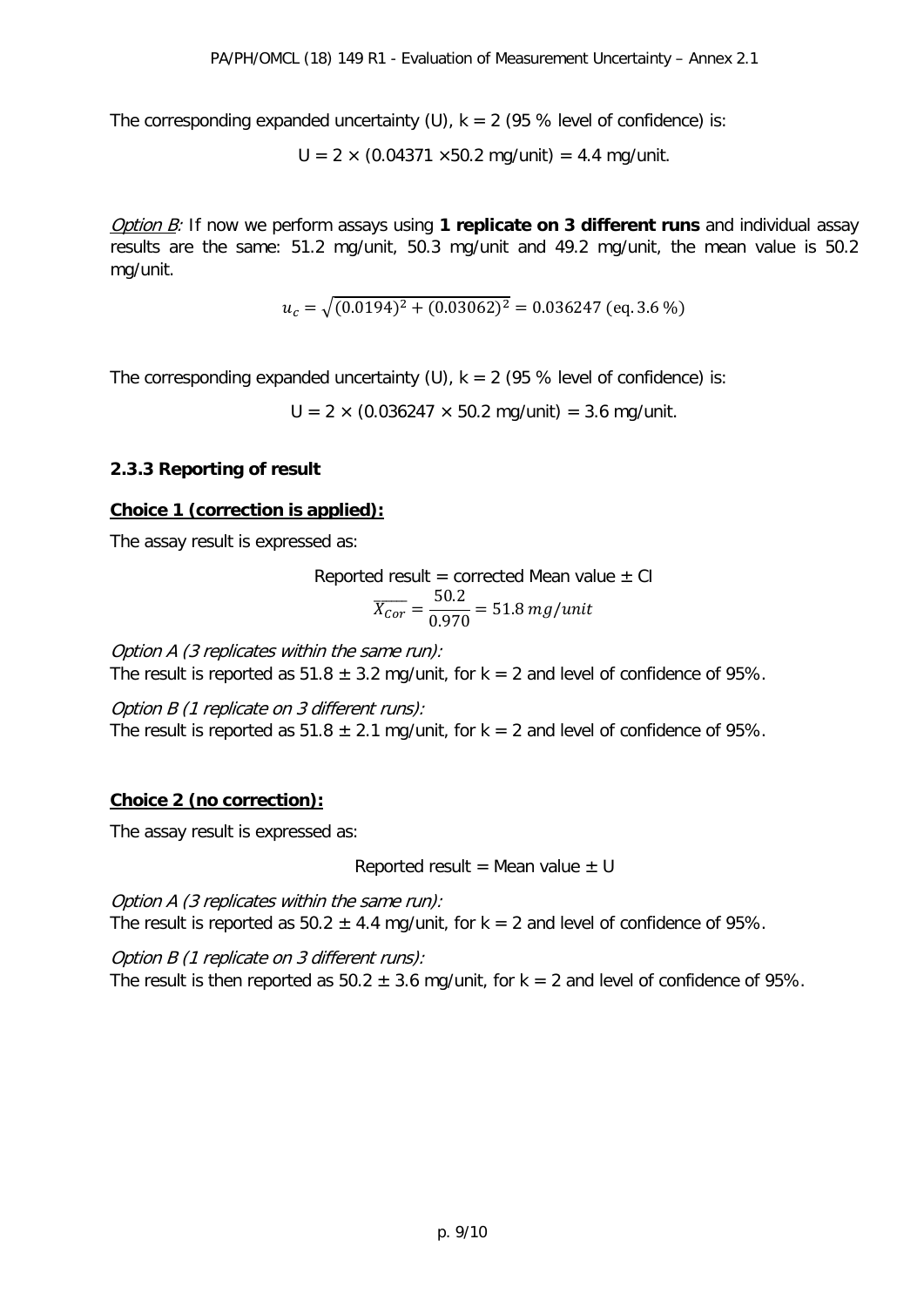The corresponding expanded uncertainty (U), k = 2 (95 % level of confidence) is:

$$U = 2 \times (0.04371 \times 50.2 \text{ mg/unit}) = 4.4 \text{ mg/unit.}$$

*Option B:* If now we perform assays using **1 replicate on 3 different runs** and individual assay results are the same: 51.2 mg/unit, 50.3 mg/unit and 49.2 mg/unit, the mean value is 50.2 mg/unit.

$$u_c = \sqrt{(0.0194)^2 + (0.03062)^2} = 0.036247 \text{ (eq. 3.6 \%)}$$

The corresponding expanded uncertainty (U), k = 2 (95 % level of confidence) is:

$$U = 2 \times (0.036247 \times 50.2 \text{ mg/unit}) = 3.6 \text{ mg/unit.}$$

### 2.3.3 Reporting of result

**Choice 1 (correction is applied):**

The assay result is expressed as:

Reported result = corrected Mean value ± CI

$$\overline{X_{Cor}} = \frac{50.2}{0.970} = 51.8 \, mg/unit$$

*Option A (3 replicates within the same run):*
The result is reported as 51.8 ± 3.2 mg/unit, for k = 2 and level of confidence of 95%.

*Option B (1 replicate on 3 different runs):*
The result is reported as 51.8 ± 2.1 mg/unit, for k = 2 and level of confidence of 95%.

**Choice 2 (no correction):**

The assay result is expressed as:

Reported result = Mean value ± U

*Option A (3 replicates within the same run):*
The result is reported as 50.2 ± 4.4 mg/unit, for k = 2 and level of confidence of 95%.

*Option B (1 replicate on 3 different runs):*
The result is then reported as 50.2 ± 3.6 mg/unit, for k = 2 and level of confidence of 95%.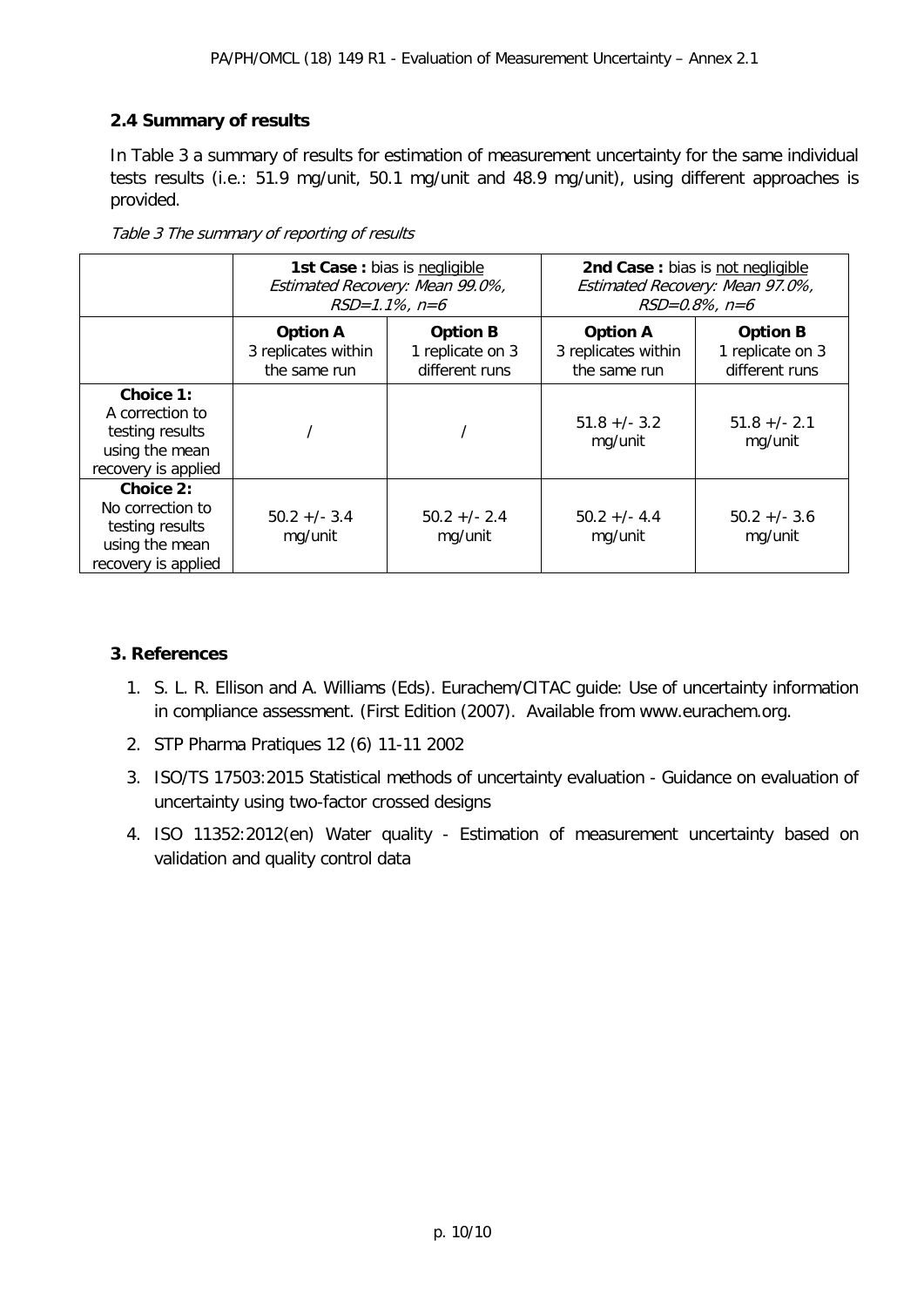## 2.4 Summary of results

In Table 3 a summary of results for estimation of measurement uncertainty for the same individual tests results (i.e.: 51.9 mg/unit, 50.1 mg/unit and 48.9 mg/unit), using different approaches is provided.

*Table 3 The summary of reporting of results*

| | **1st Case :** bias is negligible *Estimated Recovery: Mean 99.0%, RSD=1.1%, n=6* | | **2nd Case :** bias is not negligible *Estimated Recovery: Mean 97.0%, RSD=0.8%, n=6* | |
|---|---|---|---|---|
| | **Option A** 3 replicates within the same run | **Option B** 1 replicate on 3 different runs | **Option A** 3 replicates within the same run | **Option B** 1 replicate on 3 different runs |
| **Choice 1:** A correction to testing results using the mean recovery is applied | / | / | 51.8 +/- 3.2 mg/unit | 51.8 +/- 2.1 mg/unit |
| **Choice 2:** No correction to testing results using the mean recovery is applied | 50.2 +/- 3.4 mg/unit | 50.2 +/- 2.4 mg/unit | 50.2 +/- 4.4 mg/unit | 50.2 +/- 3.6 mg/unit |

## 3. References

1. S. L. R. Ellison and A. Williams (Eds). Eurachem/CITAC guide: Use of uncertainty information in compliance assessment. (First Edition (2007). Available from www.eurachem.org.
2. STP Pharma Pratiques 12 (6) 11-11 2002
3. ISO/TS 17503:2015 Statistical methods of uncertainty evaluation - Guidance on evaluation of uncertainty using two-factor crossed designs
4. ISO 11352:2012(en) Water quality - Estimation of measurement uncertainty based on validation and quality control data